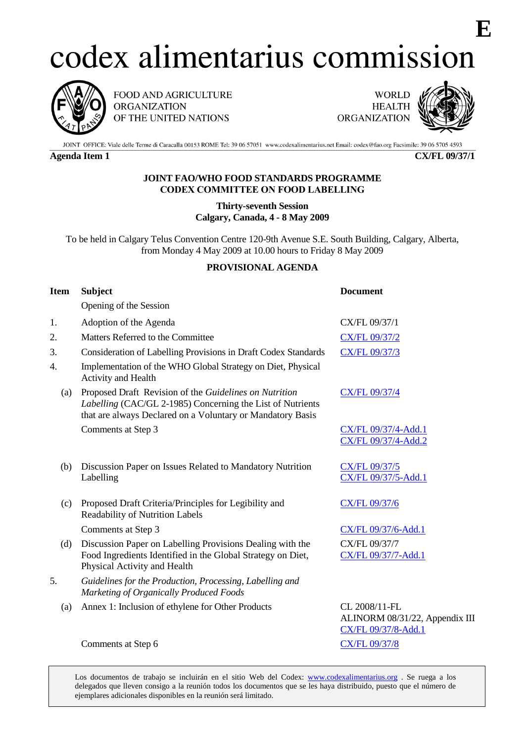E

# codex alimentarius commission

FOOD AND AGRICULTURE ORGANIZATION OF THE UNITED NATIONS

WORLD HEALTH ORGANIZATION

JOINT OFFICE: Viale delle Terme di Caracalla 00153 ROME Tel: 39 06 57051 www.codexalimentarius.net Email: codex@fao.org Facsimile: 39 06 5705 4593

**Agenda Item 1** **CX/FL 09/37/1**

**JOINT FAO/WHO FOOD STANDARDS PROGRAMME**
**CODEX COMMITTEE ON FOOD LABELLING**

**Thirty-seventh Session**
**Calgary, Canada, 4 - 8 May 2009**

To be held in Calgary Telus Convention Centre 120-9th Avenue S.E. South Building, Calgary, Alberta, from Monday 4 May 2009 at 10.00 hours to Friday 8 May 2009

## PROVISIONAL AGENDA

| Item | Subject | Document |
|---|---|---|
| | Opening of the Session | |
| 1. | Adoption of the Agenda | CX/FL 09/37/1 |
| 2. | Matters Referred to the Committee | CX/FL 09/37/2 |
| 3. | Consideration of Labelling Provisions in Draft Codex Standards | CX/FL 09/37/3 |
| 4. | Implementation of the WHO Global Strategy on Diet, Physical Activity and Health | |
| (a) | Proposed Draft Revision of the *Guidelines on Nutrition Labelling* (CAC/GL 2-1985) Concerning the List of Nutrients that are always Declared on a Voluntary or Mandatory Basis | CX/FL 09/37/4 |
| | Comments at Step 3 | CX/FL 09/37/4-Add.1<br>CX/FL 09/37/4-Add.2 |
| (b) | Discussion Paper on Issues Related to Mandatory Nutrition Labelling | CX/FL 09/37/5<br>CX/FL 09/37/5-Add.1 |
| (c) | Proposed Draft Criteria/Principles for Legibility and Readability of Nutrition Labels | CX/FL 09/37/6 |
| | Comments at Step 3 | CX/FL 09/37/6-Add.1 |
| (d) | Discussion Paper on Labelling Provisions Dealing with the Food Ingredients Identified in the Global Strategy on Diet, Physical Activity and Health | CX/FL 09/37/7<br>CX/FL 09/37/7-Add.1 |
| 5. | *Guidelines for the Production, Processing, Labelling and Marketing of Organically Produced Foods* | |
| (a) | Annex 1: Inclusion of ethylene for Other Products | CL 2008/11-FL<br>ALINORM 08/31/22, Appendix III<br>CX/FL 09/37/8-Add.1 |
| | Comments at Step 6 | CX/FL 09/37/8 |

Los documentos de trabajo se incluirán en el sitio Web del Codex: www.codexalimentarius.org . Se ruega a los delegados que lleven consigo a la reunión todos los documentos que se les haya distribuido, puesto que el número de ejemplares adicionales disponibles en la reunión será limitado.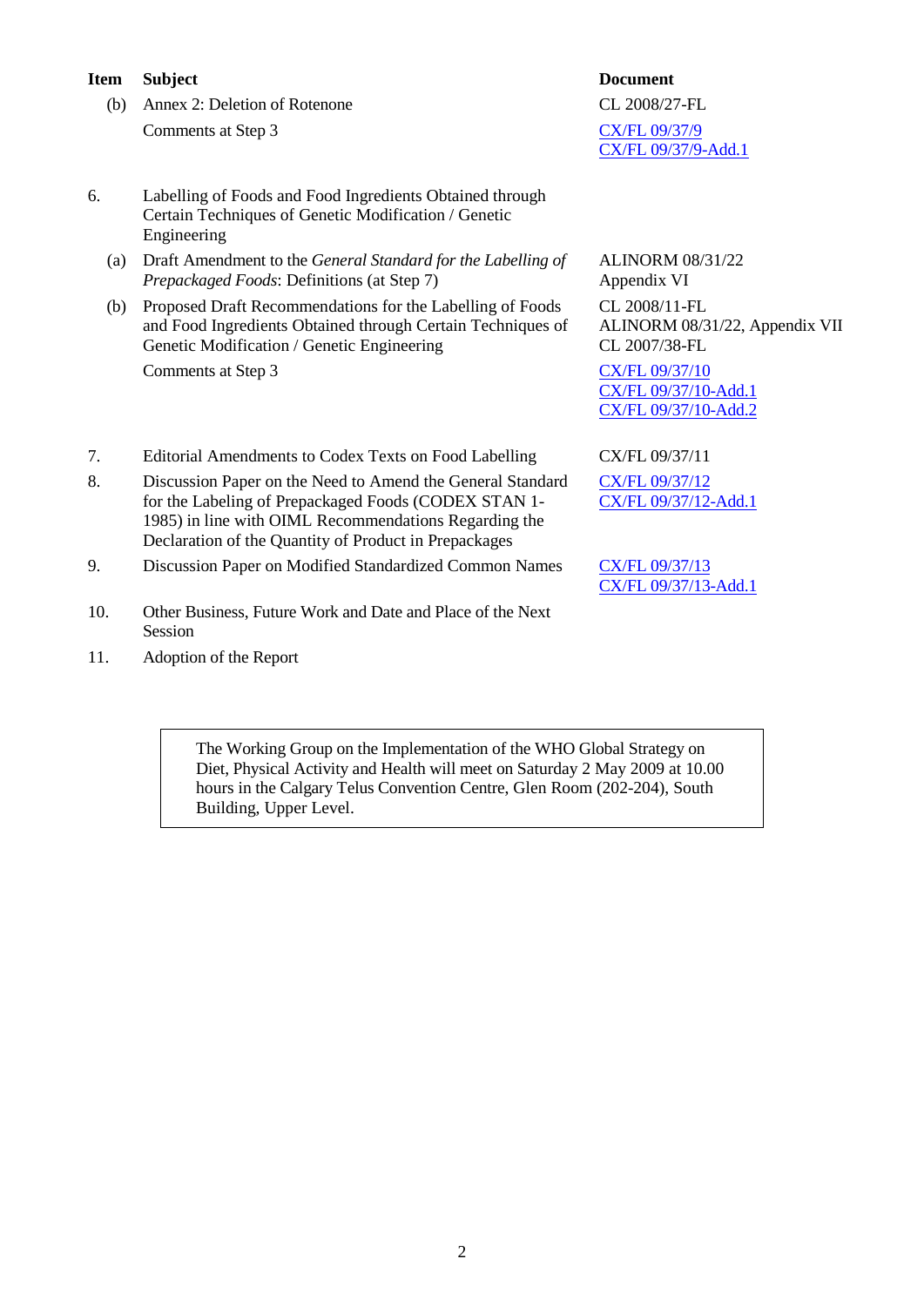| Item | Subject | Document |
|---|---|---|
| (b) | Annex 2: Deletion of Rotenone | CL 2008/27-FL |
| | Comments at Step 3 | CX/FL 09/37/9<br>CX/FL 09/37/9-Add.1 |
| 6. | Labelling of Foods and Food Ingredients Obtained through Certain Techniques of Genetic Modification / Genetic Engineering | |
| (a) | Draft Amendment to the *General Standard for the Labelling of Prepackaged Foods*: Definitions (at Step 7) | ALINORM 08/31/22 Appendix VI |
| (b) | Proposed Draft Recommendations for the Labelling of Foods and Food Ingredients Obtained through Certain Techniques of Genetic Modification / Genetic Engineering | CL 2008/11-FL<br>ALINORM 08/31/22, Appendix VII<br>CL 2007/38-FL |
| | Comments at Step 3 | CX/FL 09/37/10<br>CX/FL 09/37/10-Add.1<br>CX/FL 09/37/10-Add.2 |
| 7. | Editorial Amendments to Codex Texts on Food Labelling | CX/FL 09/37/11 |
| 8. | Discussion Paper on the Need to Amend the General Standard for the Labeling of Prepackaged Foods (CODEX STAN 1-1985) in line with OIML Recommendations Regarding the Declaration of the Quantity of Product in Prepackages | CX/FL 09/37/12<br>CX/FL 09/37/12-Add.1 |
| 9. | Discussion Paper on Modified Standardized Common Names | CX/FL 09/37/13<br>CX/FL 09/37/13-Add.1 |
| 10. | Other Business, Future Work and Date and Place of the Next Session | |
| 11. | Adoption of the Report | |

The Working Group on the Implementation of the WHO Global Strategy on Diet, Physical Activity and Health will meet on Saturday 2 May 2009 at 10.00 hours in the Calgary Telus Convention Centre, Glen Room (202-204), South Building, Upper Level.